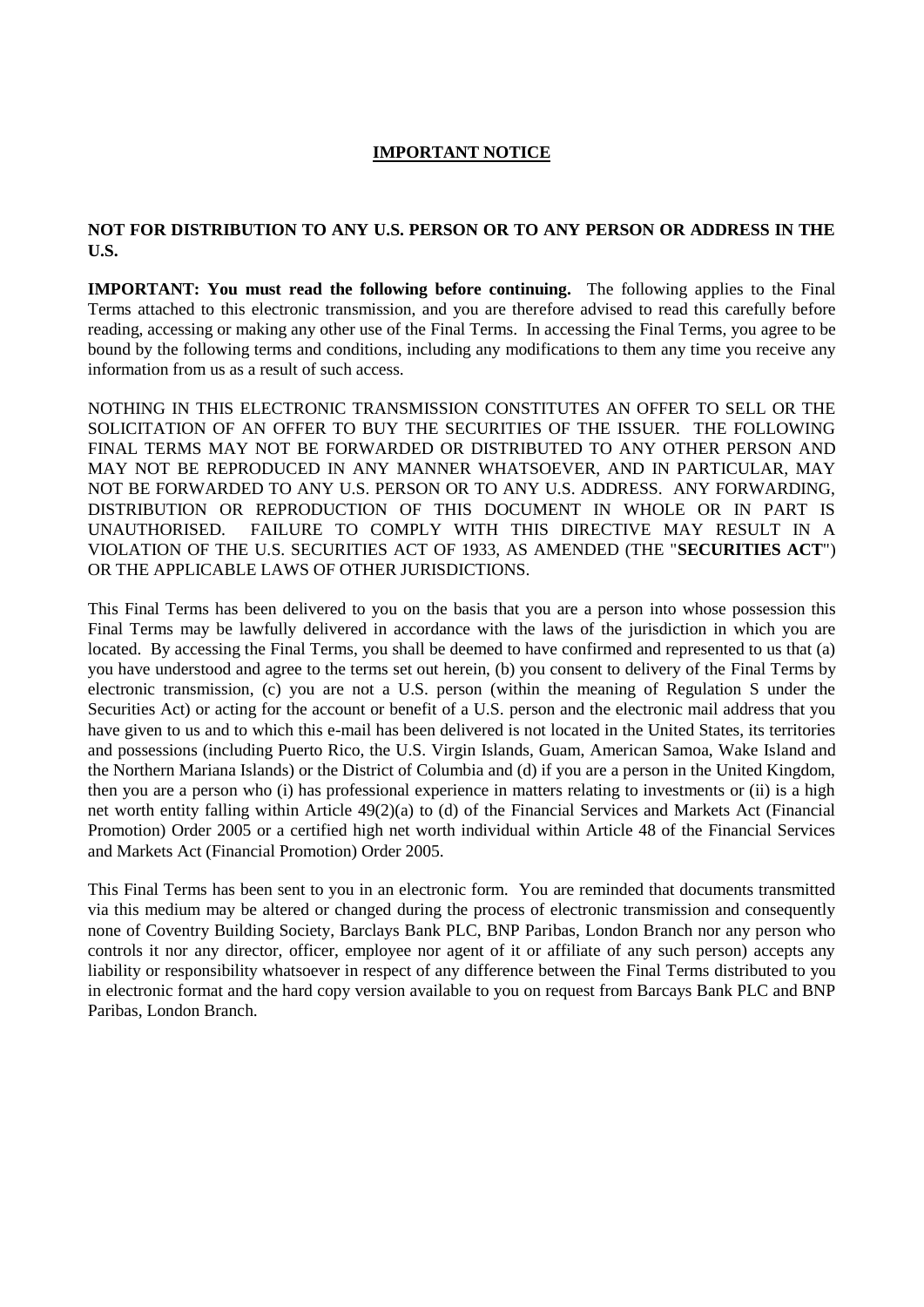# IMPORTANT NOTICE

**NOT FOR DISTRIBUTION TO ANY U.S. PERSON OR TO ANY PERSON OR ADDRESS IN THE U.S.**

**IMPORTANT: You must read the following before continuing.** The following applies to the Final Terms attached to this electronic transmission, and you are therefore advised to read this carefully before reading, accessing or making any other use of the Final Terms. In accessing the Final Terms, you agree to be bound by the following terms and conditions, including any modifications to them any time you receive any information from us as a result of such access.

NOTHING IN THIS ELECTRONIC TRANSMISSION CONSTITUTES AN OFFER TO SELL OR THE SOLICITATION OF AN OFFER TO BUY THE SECURITIES OF THE ISSUER. THE FOLLOWING FINAL TERMS MAY NOT BE FORWARDED OR DISTRIBUTED TO ANY OTHER PERSON AND MAY NOT BE REPRODUCED IN ANY MANNER WHATSOEVER, AND IN PARTICULAR, MAY NOT BE FORWARDED TO ANY U.S. PERSON OR TO ANY U.S. ADDRESS. ANY FORWARDING, DISTRIBUTION OR REPRODUCTION OF THIS DOCUMENT IN WHOLE OR IN PART IS UNAUTHORISED. FAILURE TO COMPLY WITH THIS DIRECTIVE MAY RESULT IN A VIOLATION OF THE U.S. SECURITIES ACT OF 1933, AS AMENDED (THE "**SECURITIES ACT**") OR THE APPLICABLE LAWS OF OTHER JURISDICTIONS.

This Final Terms has been delivered to you on the basis that you are a person into whose possession this Final Terms may be lawfully delivered in accordance with the laws of the jurisdiction in which you are located. By accessing the Final Terms, you shall be deemed to have confirmed and represented to us that (a) you have understood and agree to the terms set out herein, (b) you consent to delivery of the Final Terms by electronic transmission, (c) you are not a U.S. person (within the meaning of Regulation S under the Securities Act) or acting for the account or benefit of a U.S. person and the electronic mail address that you have given to us and to which this e-mail has been delivered is not located in the United States, its territories and possessions (including Puerto Rico, the U.S. Virgin Islands, Guam, American Samoa, Wake Island and the Northern Mariana Islands) or the District of Columbia and (d) if you are a person in the United Kingdom, then you are a person who (i) has professional experience in matters relating to investments or (ii) is a high net worth entity falling within Article 49(2)(a) to (d) of the Financial Services and Markets Act (Financial Promotion) Order 2005 or a certified high net worth individual within Article 48 of the Financial Services and Markets Act (Financial Promotion) Order 2005.

This Final Terms has been sent to you in an electronic form. You are reminded that documents transmitted via this medium may be altered or changed during the process of electronic transmission and consequently none of Coventry Building Society, Barclays Bank PLC, BNP Paribas, London Branch nor any person who controls it nor any director, officer, employee nor agent of it or affiliate of any such person) accepts any liability or responsibility whatsoever in respect of any difference between the Final Terms distributed to you in electronic format and the hard copy version available to you on request from Barcays Bank PLC and BNP Paribas, London Branch.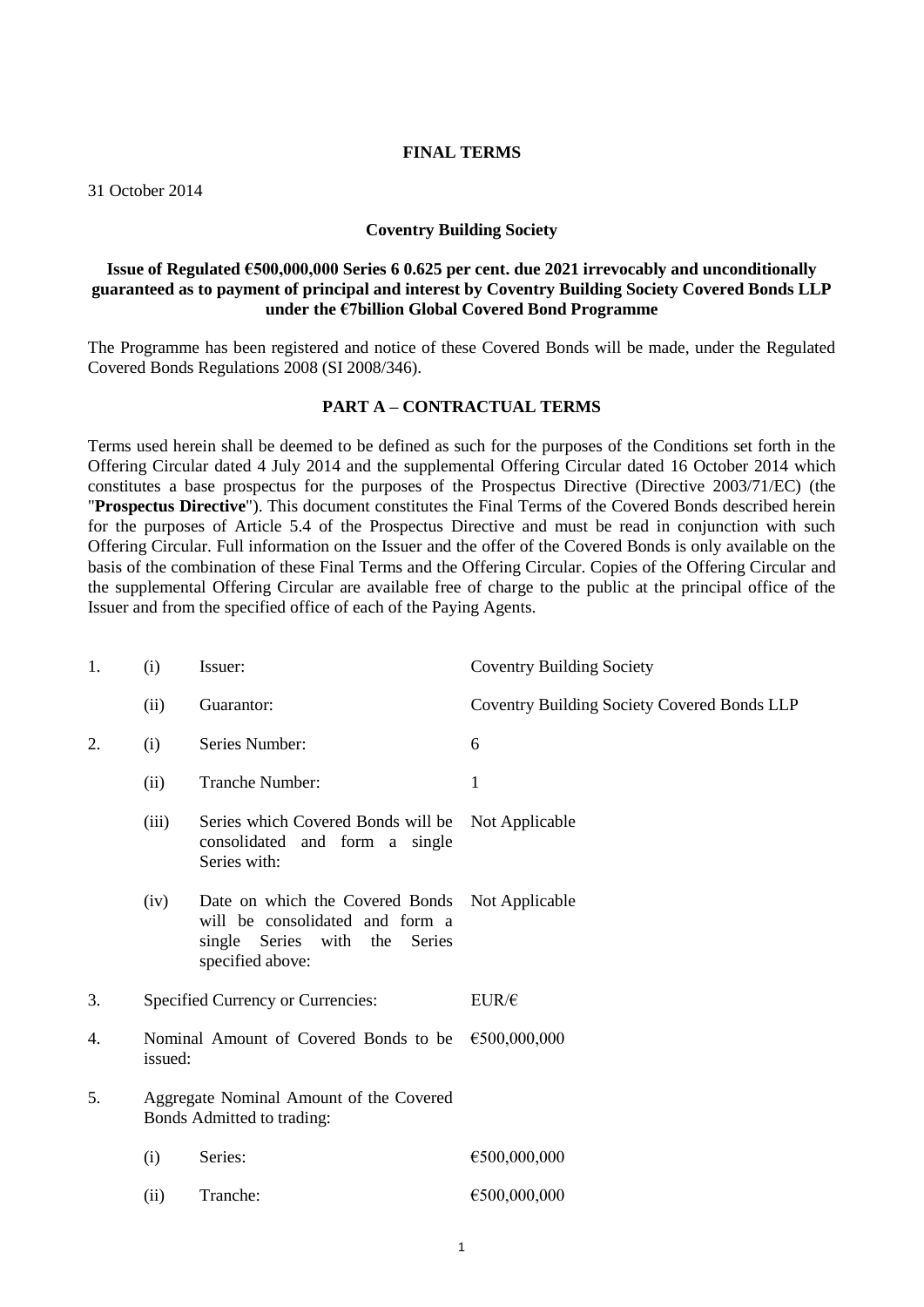**FINAL TERMS**

31 October 2014

**Coventry Building Society**

**Issue of Regulated €500,000,000 Series 6 0.625 per cent. due 2021 irrevocably and unconditionally guaranteed as to payment of principal and interest by Coventry Building Society Covered Bonds LLP under the €7billion Global Covered Bond Programme**

The Programme has been registered and notice of these Covered Bonds will be made, under the Regulated Covered Bonds Regulations 2008 (SI 2008/346).

**PART A – CONTRACTUAL TERMS**

Terms used herein shall be deemed to be defined as such for the purposes of the Conditions set forth in the Offering Circular dated 4 July 2014 and the supplemental Offering Circular dated 16 October 2014 which constitutes a base prospectus for the purposes of the Prospectus Directive (Directive 2003/71/EC) (the "**Prospectus Directive**"). This document constitutes the Final Terms of the Covered Bonds described herein for the purposes of Article 5.4 of the Prospectus Directive and must be read in conjunction with such Offering Circular. Full information on the Issuer and the offer of the Covered Bonds is only available on the basis of the combination of these Final Terms and the Offering Circular. Copies of the Offering Circular and the supplemental Offering Circular are available free of charge to the public at the principal office of the Issuer and from the specified office of each of the Paying Agents.

| | | | |
|---|---|---|---|
| 1. | (i) | Issuer: | Coventry Building Society |
| | (ii) | Guarantor: | Coventry Building Society Covered Bonds LLP |
| 2. | (i) | Series Number: | 6 |
| | (ii) | Tranche Number: | 1 |
| | (iii) | Series which Covered Bonds will be consolidated and form a single Series with: | Not Applicable |
| | (iv) | Date on which the Covered Bonds will be consolidated and form a single Series with the Series specified above: | Not Applicable |
| 3. | Specified Currency or Currencies: | | EUR/€ |
| 4. | Nominal Amount of Covered Bonds to be issued: | | €500,000,000 |
| 5. | Aggregate Nominal Amount of the Covered Bonds Admitted to trading: | | |
| | (i) | Series: | €500,000,000 |
| | (ii) | Tranche: | €500,000,000 |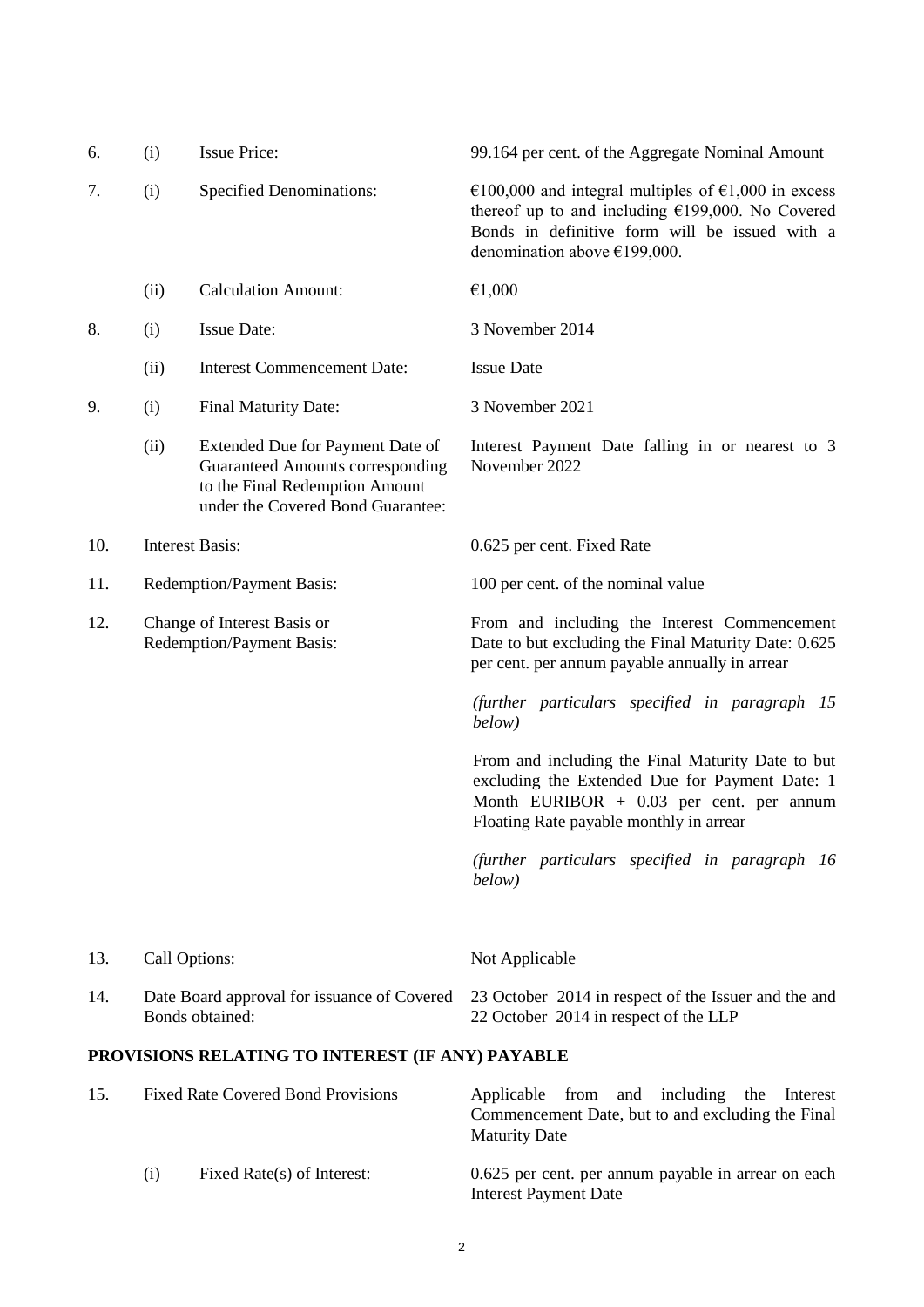| | | | |
|---|---|---|---|
| 6. | (i) | Issue Price: | 99.164 per cent. of the Aggregate Nominal Amount |
| 7. | (i) | Specified Denominations: | €100,000 and integral multiples of €1,000 in excess thereof up to and including €199,000. No Covered Bonds in definitive form will be issued with a denomination above €199,000. |
| | (ii) | Calculation Amount: | €1,000 |
| 8. | (i) | Issue Date: | 3 November 2014 |
| | (ii) | Interest Commencement Date: | Issue Date |
| 9. | (i) | Final Maturity Date: | 3 November 2021 |
| | (ii) | Extended Due for Payment Date of Guaranteed Amounts corresponding to the Final Redemption Amount under the Covered Bond Guarantee: | Interest Payment Date falling in or nearest to 3 November 2022 |
| 10. | Interest Basis: | | 0.625 per cent. Fixed Rate |
| 11. | Redemption/Payment Basis: | | 100 per cent. of the nominal value |
| 12. | Change of Interest Basis or Redemption/Payment Basis: | | From and including the Interest Commencement Date to but excluding the Final Maturity Date: 0.625 per cent. per annum payable annually in arrear<br><br>*(further particulars specified in paragraph 15 below)*<br><br>From and including the Final Maturity Date to but excluding the Extended Due for Payment Date: 1 Month EURIBOR + 0.03 per cent. per annum Floating Rate payable monthly in arrear<br><br>*(further particulars specified in paragraph 16 below)* |
| 13. | Call Options: | | Not Applicable |
| 14. | Date Board approval for issuance of Covered Bonds obtained: | | 23 October 2014 in respect of the Issuer and the and 22 October 2014 in respect of the LLP |

**PROVISIONS RELATING TO INTEREST (IF ANY) PAYABLE**

| | | | |
|---|---|---|---|
| 15. | Fixed Rate Covered Bond Provisions | | Applicable from and including the Interest Commencement Date, but to and excluding the Final Maturity Date |
| | (i) | Fixed Rate(s) of Interest: | 0.625 per cent. per annum payable in arrear on each Interest Payment Date |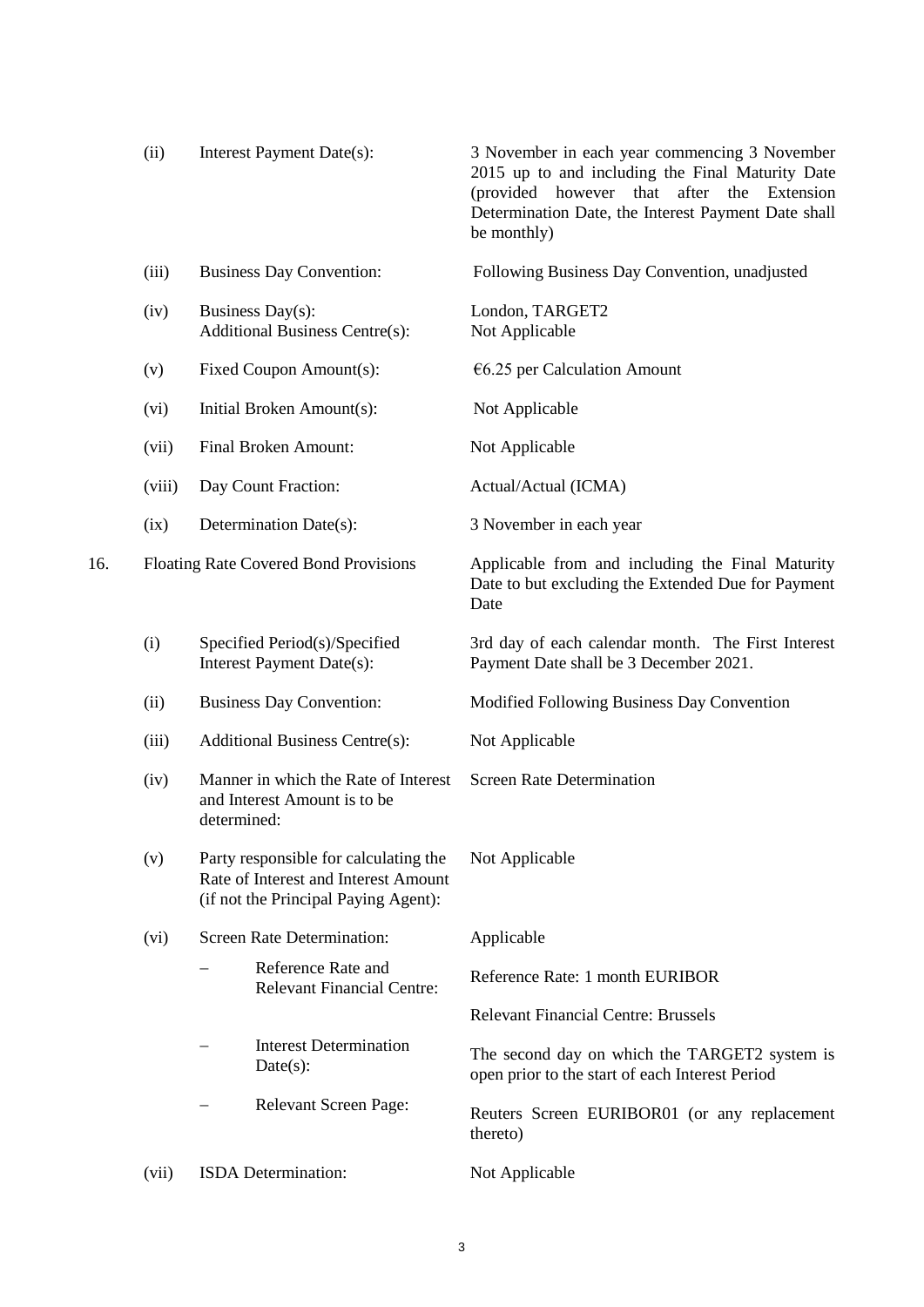| | | | |
|---|---|---|---|
| | (ii) | Interest Payment Date(s): | 3 November in each year commencing 3 November 2015 up to and including the Final Maturity Date (provided however that after the Extension Determination Date, the Interest Payment Date shall be monthly) |
| | (iii) | Business Day Convention: | Following Business Day Convention, unadjusted |
| | (iv) | Business Day(s):<br>Additional Business Centre(s): | London, TARGET2<br>Not Applicable |
| | (v) | Fixed Coupon Amount(s): | €6.25 per Calculation Amount |
| | (vi) | Initial Broken Amount(s): | Not Applicable |
| | (vii) | Final Broken Amount: | Not Applicable |
| | (viii) | Day Count Fraction: | Actual/Actual (ICMA) |
| | (ix) | Determination Date(s): | 3 November in each year |
| 16. | Floating Rate Covered Bond Provisions | | Applicable from and including the Final Maturity Date to but excluding the Extended Due for Payment Date |
| | (i) | Specified Period(s)/Specified Interest Payment Date(s): | 3rd day of each calendar month. The First Interest Payment Date shall be 3 December 2021. |
| | (ii) | Business Day Convention: | Modified Following Business Day Convention |
| | (iii) | Additional Business Centre(s): | Not Applicable |
| | (iv) | Manner in which the Rate of Interest and Interest Amount is to be determined: | Screen Rate Determination |
| | (v) | Party responsible for calculating the Rate of Interest and Interest Amount (if not the Principal Paying Agent): | Not Applicable |
| | (vi) | Screen Rate Determination: | Applicable |
| | | – Reference Rate and Relevant Financial Centre: | Reference Rate: 1 month EURIBOR<br>Relevant Financial Centre: Brussels |
| | | – Interest Determination Date(s): | The second day on which the TARGET2 system is open prior to the start of each Interest Period |
| | | – Relevant Screen Page: | Reuters Screen EURIBOR01 (or any replacement thereto) |
| | (vii) | ISDA Determination: | Not Applicable |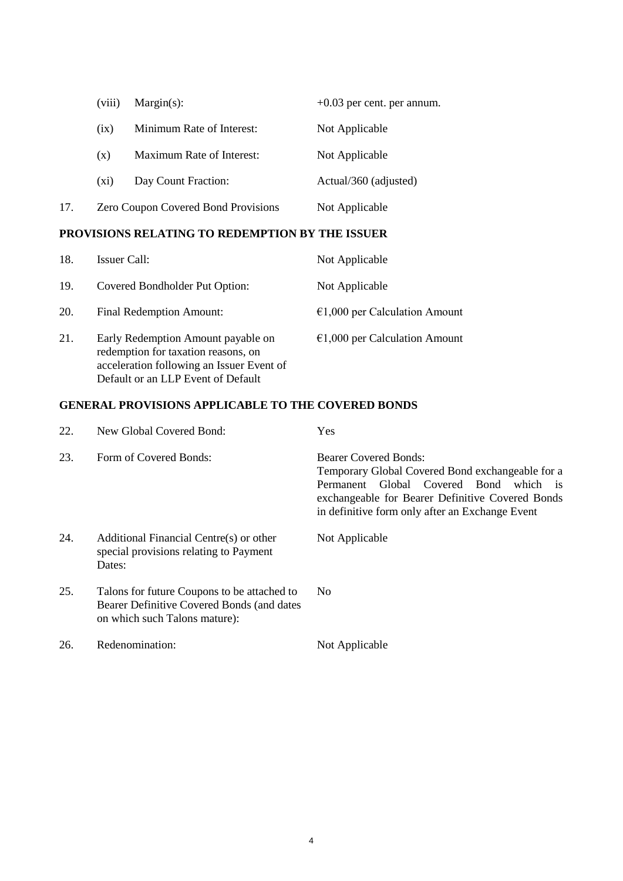| | | |
|---|---|---|
| | (viii) Margin(s): | +0.03 per cent. per annum. |
| | (ix) Minimum Rate of Interest: | Not Applicable |
| | (x) Maximum Rate of Interest: | Not Applicable |
| | (xi) Day Count Fraction: | Actual/360 (adjusted) |
| 17. | Zero Coupon Covered Bond Provisions | Not Applicable |

## PROVISIONS RELATING TO REDEMPTION BY THE ISSUER

| | | |
|---|---|---|
| 18. | Issuer Call: | Not Applicable |
| 19. | Covered Bondholder Put Option: | Not Applicable |
| 20. | Final Redemption Amount: | €1,000 per Calculation Amount |
| 21. | Early Redemption Amount payable on redemption for taxation reasons, on acceleration following an Issuer Event of Default or an LLP Event of Default | €1,000 per Calculation Amount |

## GENERAL PROVISIONS APPLICABLE TO THE COVERED BONDS

| | | |
|---|---|---|
| 22. | New Global Covered Bond: | Yes |
| 23. | Form of Covered Bonds: | Bearer Covered Bonds: Temporary Global Covered Bond exchangeable for a Permanent Global Covered Bond which is exchangeable for Bearer Definitive Covered Bonds in definitive form only after an Exchange Event |
| 24. | Additional Financial Centre(s) or other special provisions relating to Payment Dates: | Not Applicable |
| 25. | Talons for future Coupons to be attached to Bearer Definitive Covered Bonds (and dates on which such Talons mature): | No |
| 26. | Redenomination: | Not Applicable |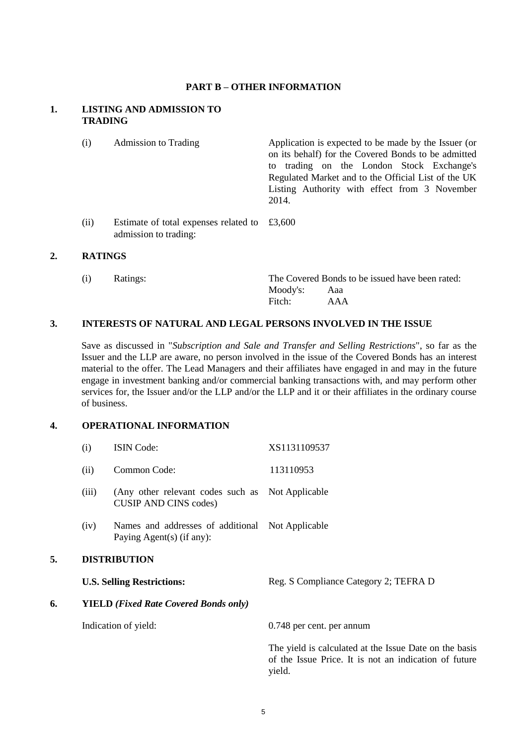## PART B – OTHER INFORMATION

### 1. LISTING AND ADMISSION TO TRADING

| | | |
|---|---|---|
| (i) | Admission to Trading | Application is expected to be made by the Issuer (or on its behalf) for the Covered Bonds to be admitted to trading on the London Stock Exchange's Regulated Market and to the Official List of the UK Listing Authority with effect from 3 November 2014. |
| (ii) | Estimate of total expenses related to admission to trading: | £3,600 |

### 2. RATINGS

| | | |
|---|---|---|
| (i) | Ratings: | The Covered Bonds to be issued have been rated:<br>Moody's: Aaa<br>Fitch: AAA |

### 3. INTERESTS OF NATURAL AND LEGAL PERSONS INVOLVED IN THE ISSUE

Save as discussed in "*Subscription and Sale and Transfer and Selling Restrictions*", so far as the Issuer and the LLP are aware, no person involved in the issue of the Covered Bonds has an interest material to the offer. The Lead Managers and their affiliates have engaged in and may in the future engage in investment banking and/or commercial banking transactions with, and may perform other services for, the Issuer and/or the LLP and/or the LLP and it or their affiliates in the ordinary course of business.

### 4. OPERATIONAL INFORMATION

| | | |
|---|---|---|
| (i) | ISIN Code: | XS1131109537 |
| (ii) | Common Code: | 113110953 |
| (iii) | (Any other relevant codes such as CUSIP AND CINS codes) | Not Applicable |
| (iv) | Names and addresses of additional Paying Agent(s) (if any): | Not Applicable |

### 5. DISTRIBUTION

| | |
|---|---|
| **U.S. Selling Restrictions:** | Reg. S Compliance Category 2; TEFRA D |

### 6. YIELD *(Fixed Rate Covered Bonds only)*

| | |
|---|---|
| Indication of yield: | 0.748 per cent. per annum<br><br>The yield is calculated at the Issue Date on the basis of the Issue Price. It is not an indication of future yield. |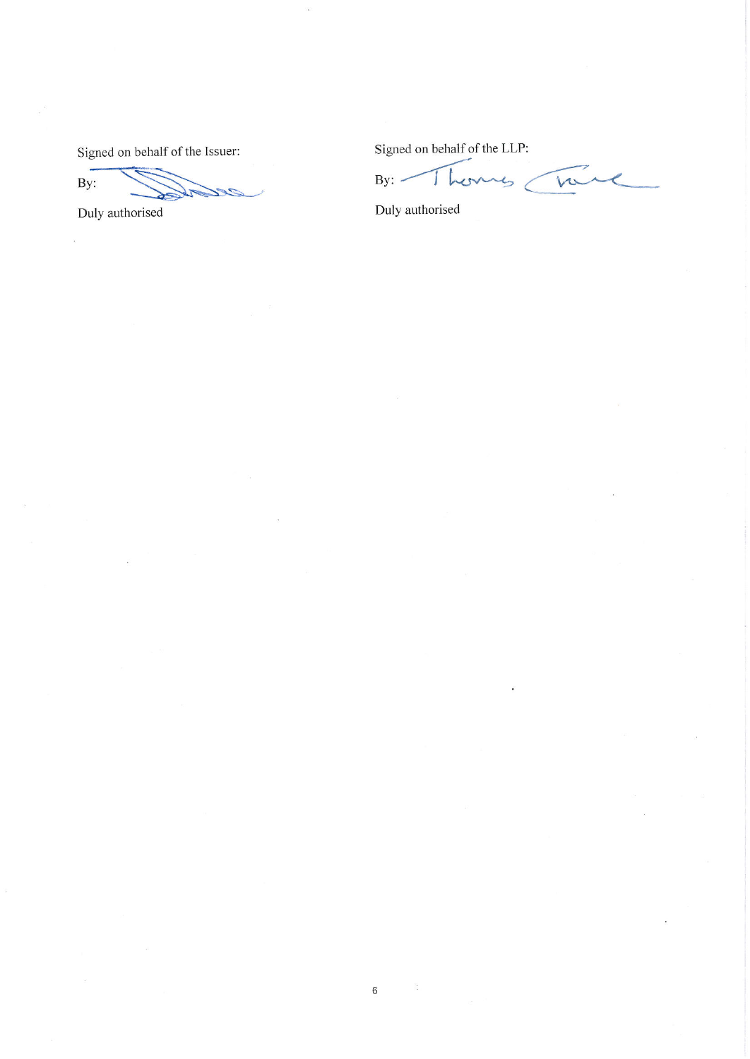Signed on behalf of the Issuer:

By:

Duly authorised

Signed on behalf of the LLP:

By:

Duly authorised